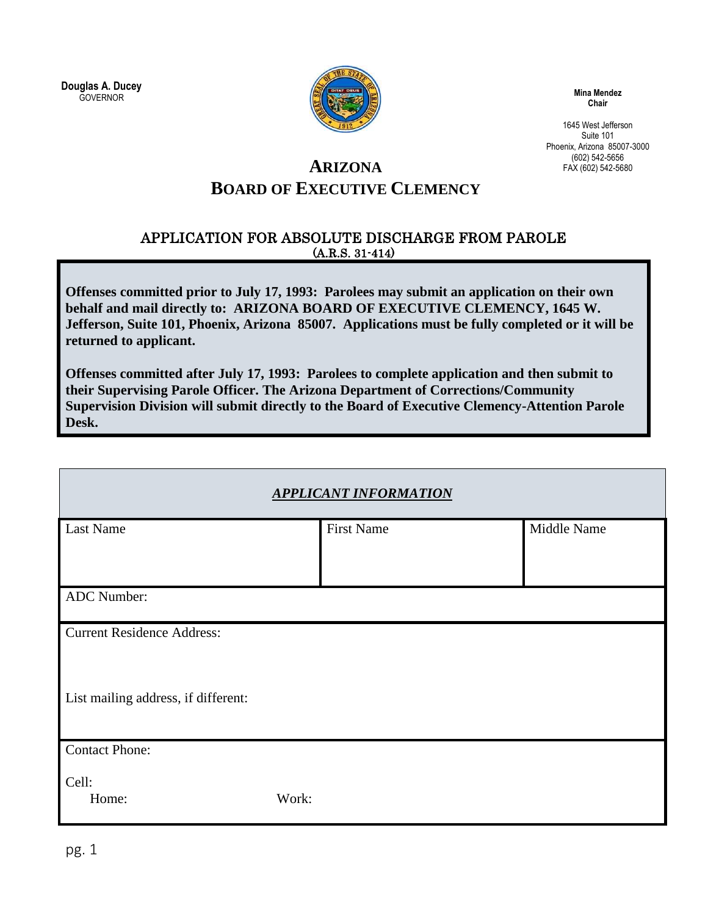**Douglas A. Ducey**
GOVERNOR

**Mina Mendez**
**Chair**

1645 West Jefferson
Suite 101
Phoenix, Arizona 85007-3000
(602) 542-5656
FAX (602) 542-5680

# ARIZONA
# BOARD OF EXECUTIVE CLEMENCY

## APPLICATION FOR ABSOLUTE DISCHARGE FROM PAROLE
(A.R.S. 31-414)

**Offenses committed prior to July 17, 1993: Parolees may submit an application on their own behalf and mail directly to: ARIZONA BOARD OF EXECUTIVE CLEMENCY, 1645 W. Jefferson, Suite 101, Phoenix, Arizona 85007. Applications must be fully completed or it will be returned to applicant.**

**Offenses committed after July 17, 1993: Parolees to complete application and then submit to their Supervising Parole Officer. The Arizona Department of Corrections/Community Supervision Division will submit directly to the Board of Executive Clemency-Attention Parole Desk.**

| ***APPLICANT INFORMATION*** | | |
|---|---|---|
| Last Name | First Name | Middle Name |
| ADC Number: | | |
| Current Residence Address:<br><br>List mailing address, if different: | | |
| Contact Phone:<br><br>Cell:<br>Home: Work: | | |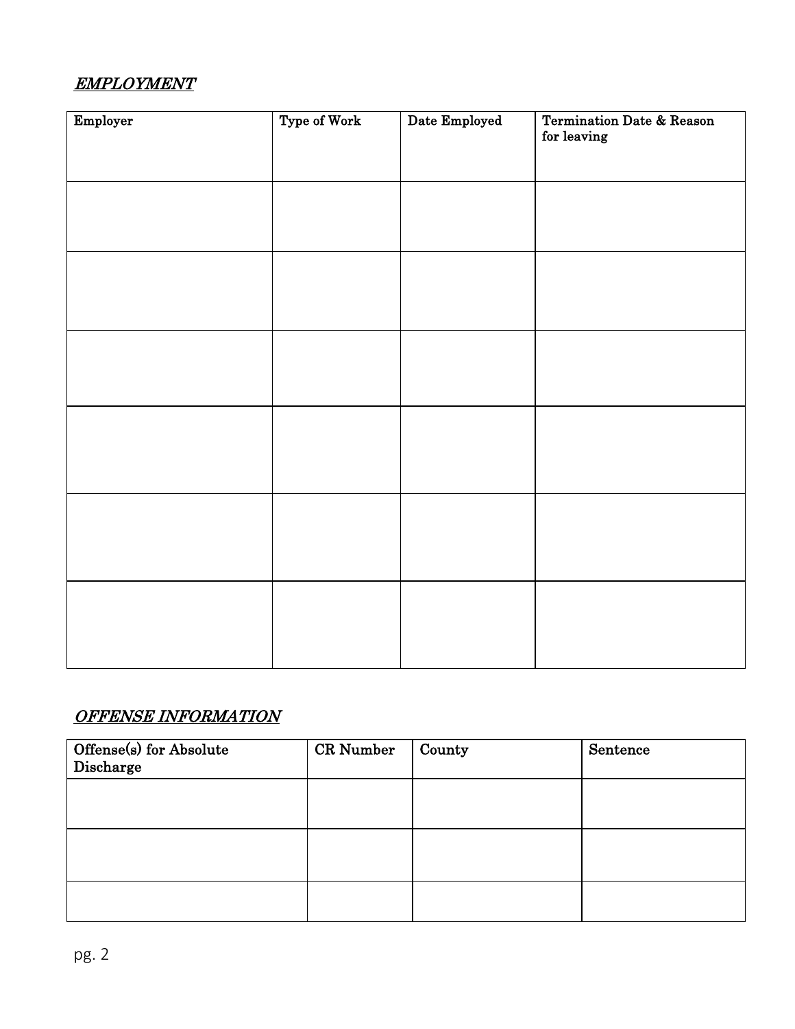## ***EMPLOYMENT***

| Employer | Type of Work | Date Employed | Termination Date & Reason for leaving |
| --- | --- | --- | --- |
| | | | |
| | | | |
| | | | |
| | | | |
| | | | |
| | | | |

## ***OFFENSE INFORMATION***

| Offense(s) for Absolute Discharge | CR Number | County | Sentence |
| --- | --- | --- | --- |
| | | | |
| | | | |
| | | | |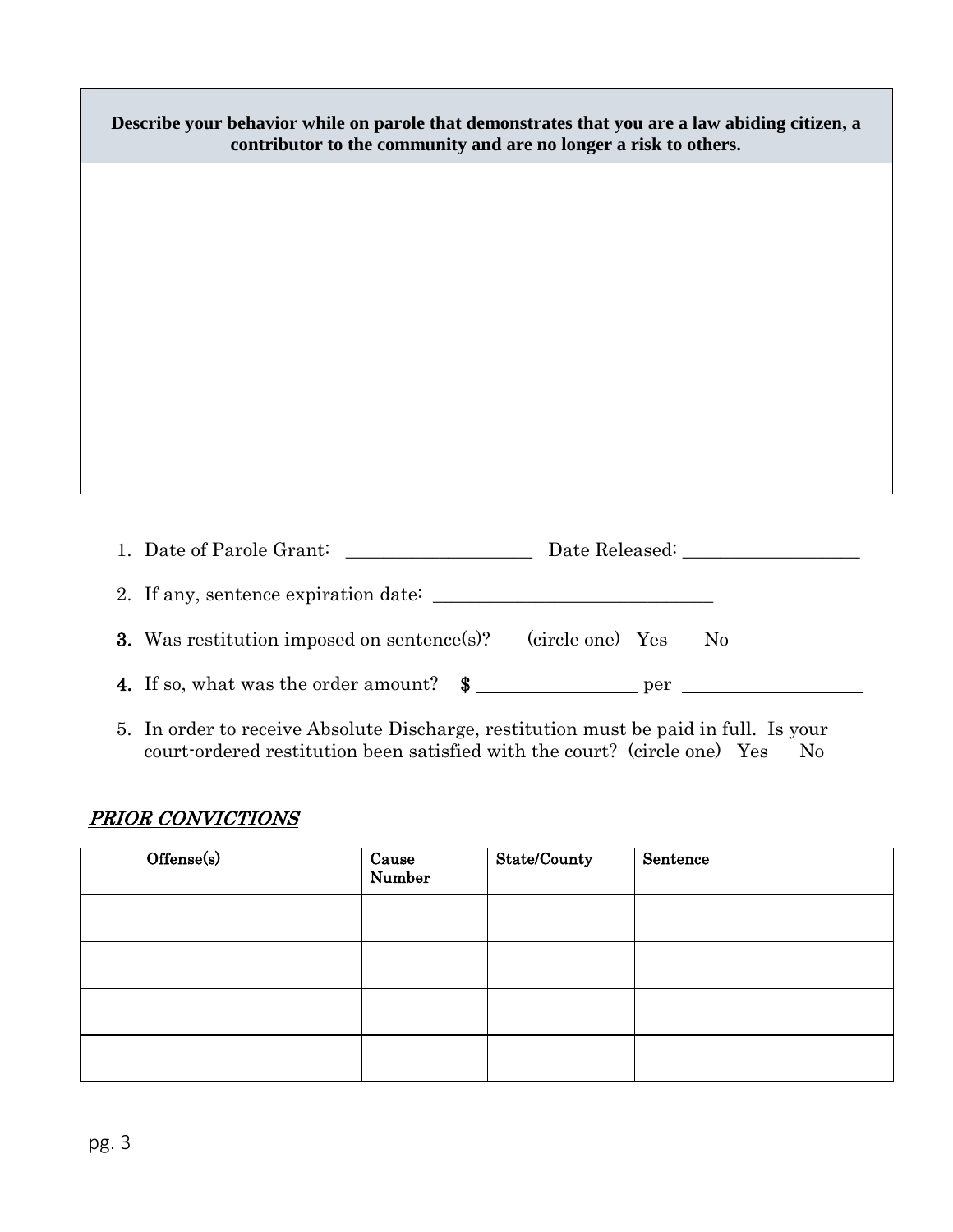| Describe your behavior while on parole that demonstrates that you are a law abiding citizen, a contributor to the community and are no longer a risk to others. |
| --- |
| |
| |
| |
| |
| |
| |

1. Date of Parole Grant: ____________________ Date Released: ___________________
2. If any, sentence expiration date: _______________________________
3. Was restitution imposed on sentence(s)? (circle one) Yes No
4. If so, what was the order amount? **$** _________________ per ___________________
5. In order to receive Absolute Discharge, restitution must be paid in full. Is your court-ordered restitution been satisfied with the court? (circle one) Yes No

## *PRIOR CONVICTIONS*

| Offense(s) | Cause Number | State/County | Sentence |
| --- | --- | --- | --- |
| | | | |
| | | | |
| | | | |
| | | | |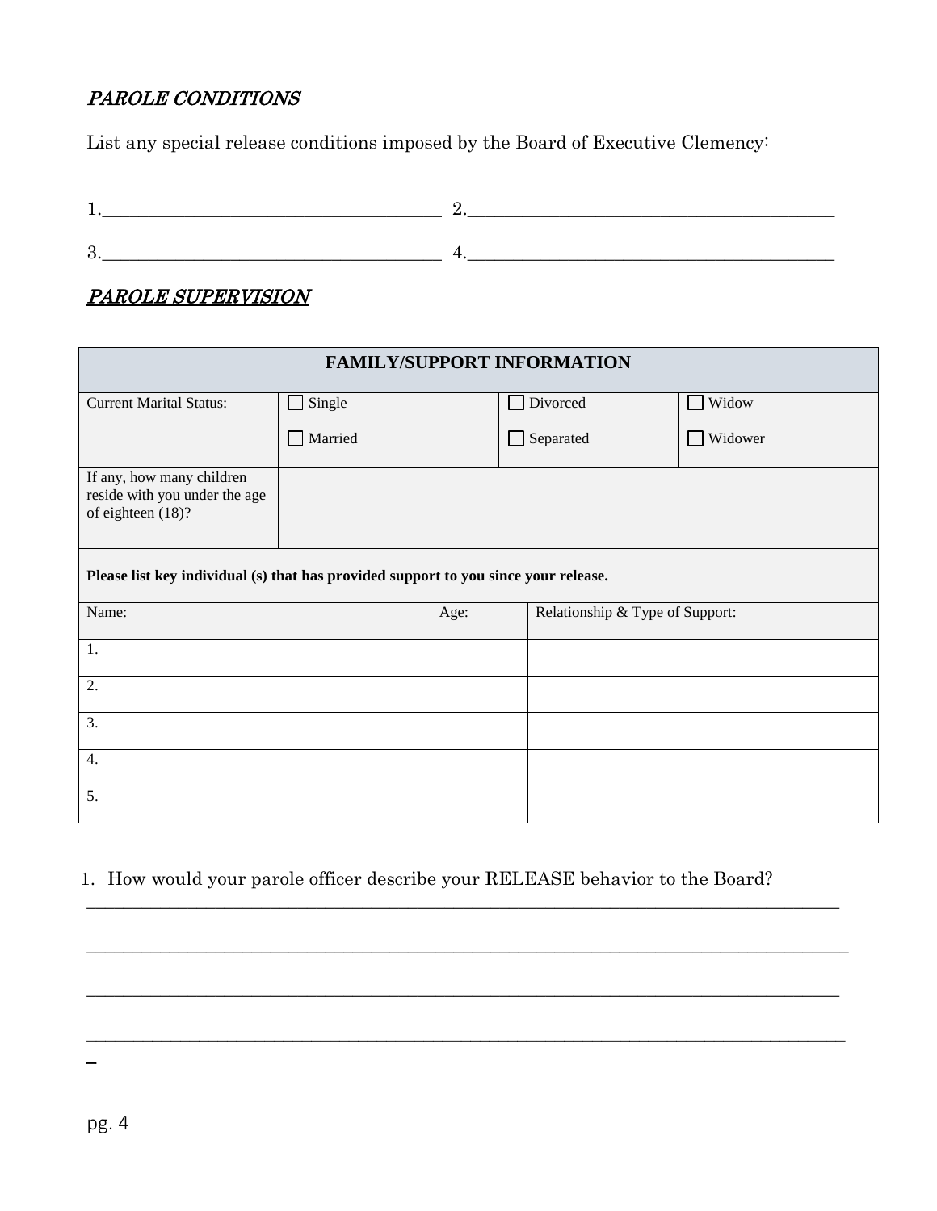***PAROLE CONDITIONS***

List any special release conditions imposed by the Board of Executive Clemency:

1.______________________________________ 2.__________________________________________

3.______________________________________ 4.__________________________________________

***PAROLE SUPERVISION***

| FAMILY/SUPPORT INFORMATION | | | |
|---|---|---|---|
| Current Marital Status: | ☐ Single<br>☐ Married | ☐ Divorced<br>☐ Separated | ☐ Widow<br>☐ Widower |
| If any, how many children reside with you under the age of eighteen (18)? | | | |

**Please list key individual (s) that has provided support to you since your release.**

| Name: | Age: | Relationship & Type of Support: |
|---|---|---|
| 1. | | |
| 2. | | |
| 3. | | |
| 4. | | |
| 5. | | |

1. How would your parole officer describe your RELEASE behavior to the Board?
_____________________________________________________________________________________

_____________________________________________________________________________________

_____________________________________________________________________________________

_____________________________________________________________________________________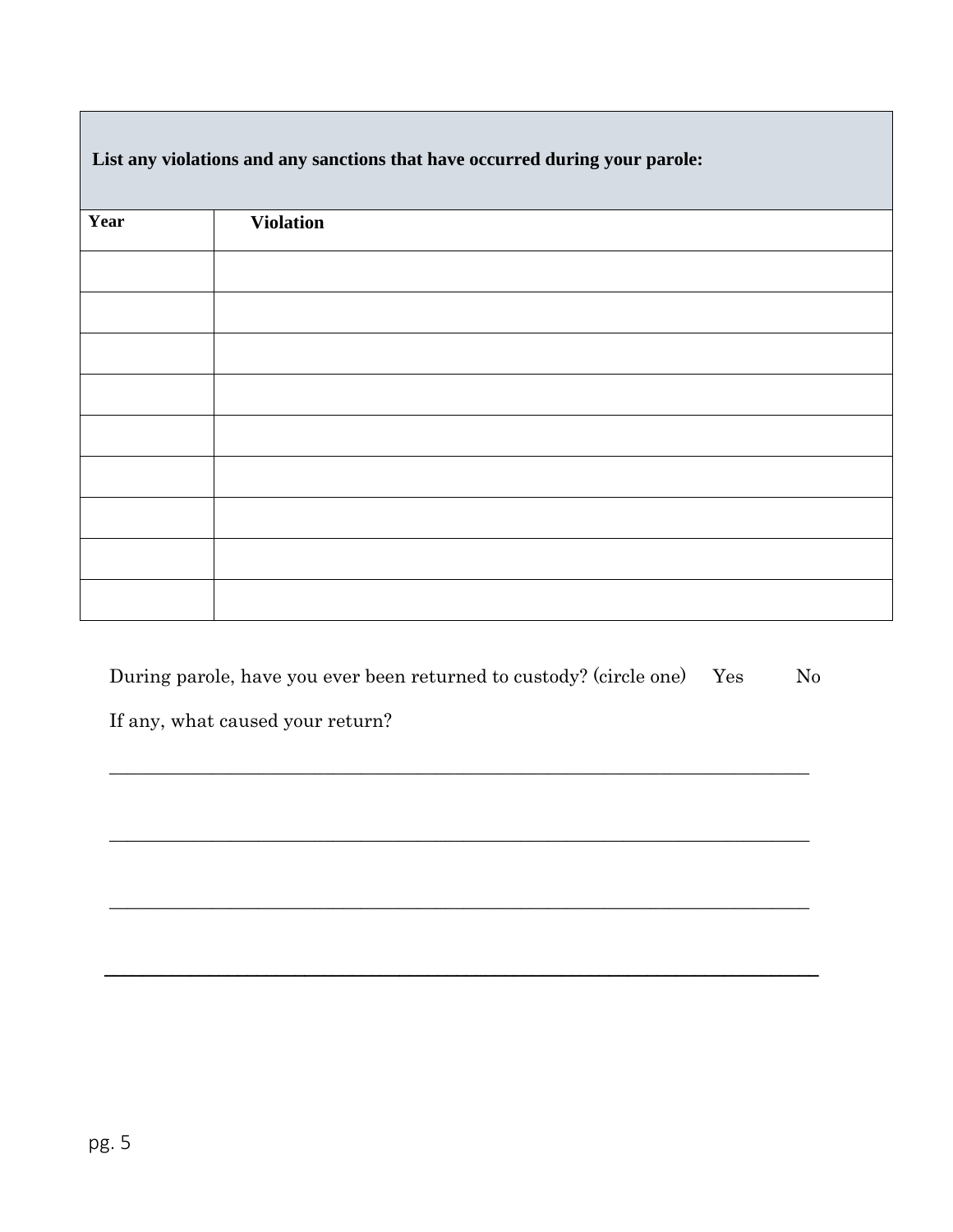**List any violations and any sanctions that have occurred during your parole:**

| Year | Violation |
| --- | --- |
| | |
| | |
| | |
| | |
| | |
| | |
| | |
| | |
| | |

During parole, have you ever been returned to custody? (circle one) Yes No

If any, what caused your return?

______________________________________________________________________________

______________________________________________________________________________

______________________________________________________________________________

______________________________________________________________________________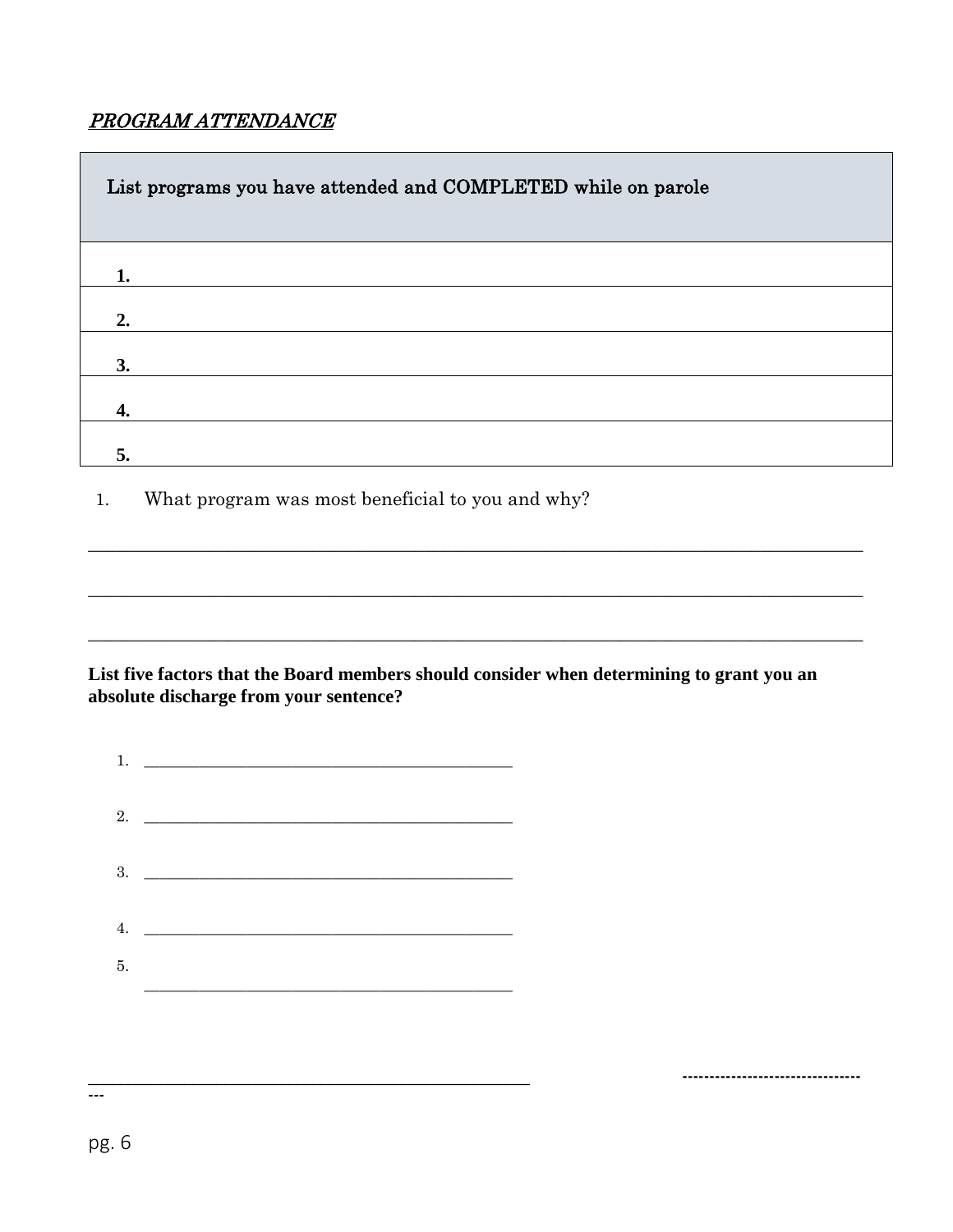***PROGRAM ATTENDANCE***

| List programs you have attended and COMPLETED while on parole |
| --- |
| **1.** |
| **2.** |
| **3.** |
| **4.** |
| **5.** |

1. What program was most beneficial to you and why?

_______________________________________________________________________________________

_______________________________________________________________________________________

_______________________________________________________________________________________

**List five factors that the Board members should consider when determining to grant you an absolute discharge from your sentence?**

1. _____________________________________________
2. _____________________________________________
3. _____________________________________________
4. _____________________________________________
5. _____________________________________________

__________________________________________________ -----------------------------------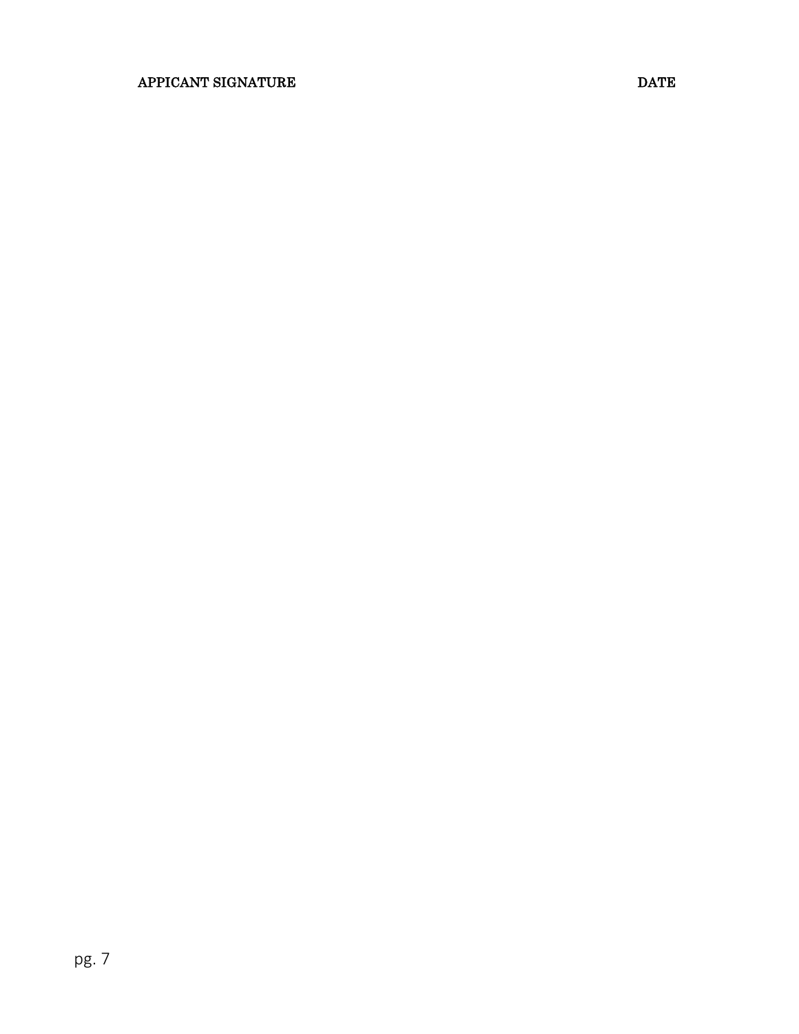**APPICANT SIGNATURE** **DATE**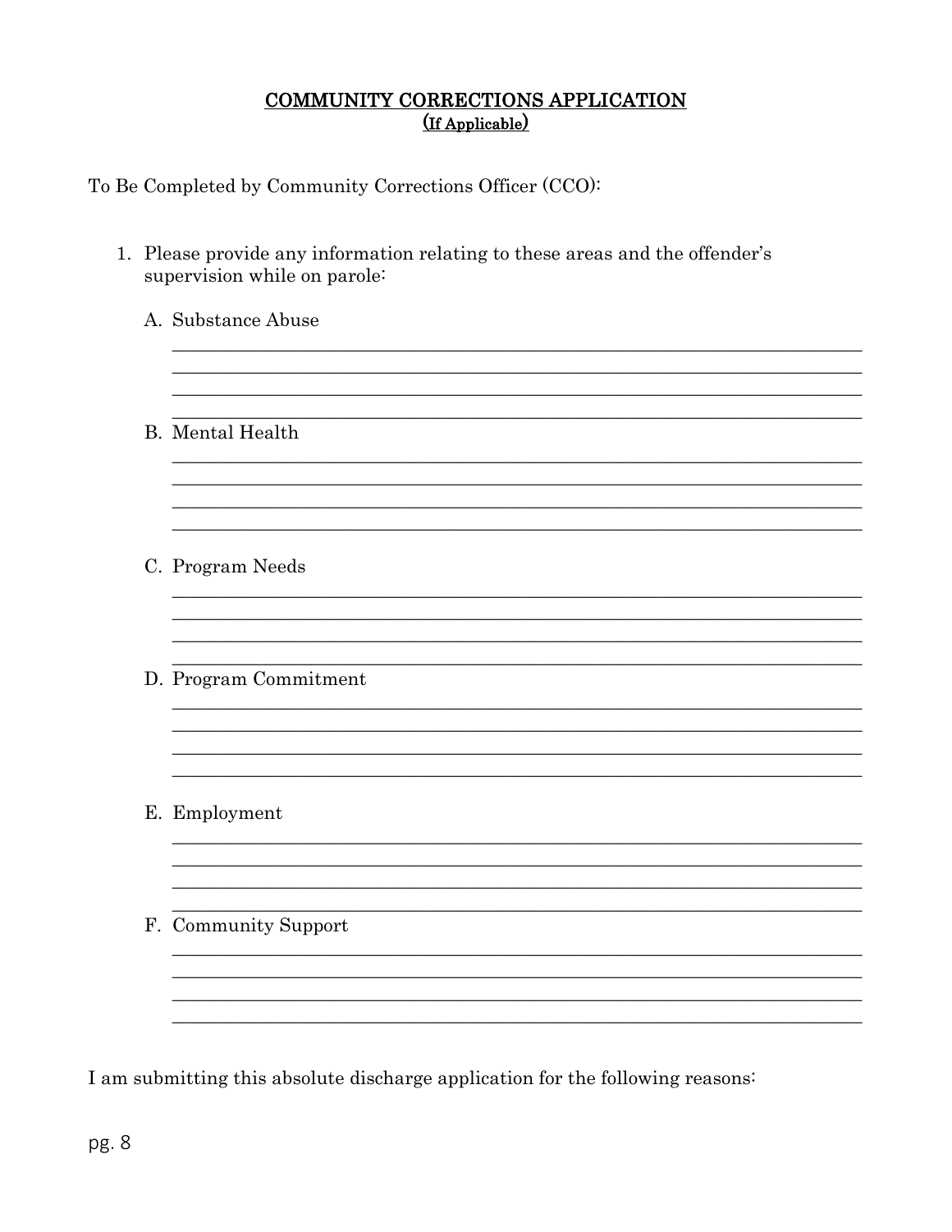## COMMUNITY CORRECTIONS APPLICATION
### (If Applicable)

To Be Completed by Community Corrections Officer (CCO):

1. Please provide any information relating to these areas and the offender's supervision while on parole:

   A. Substance Abuse

   ______________________________________________________________________
   ______________________________________________________________________
   ______________________________________________________________________
   ______________________________________________________________________

   B. Mental Health

   ______________________________________________________________________
   ______________________________________________________________________
   ______________________________________________________________________
   ______________________________________________________________________

   C. Program Needs

   ______________________________________________________________________
   ______________________________________________________________________
   ______________________________________________________________________
   ______________________________________________________________________

   D. Program Commitment

   ______________________________________________________________________
   ______________________________________________________________________
   ______________________________________________________________________
   ______________________________________________________________________

   E. Employment

   ______________________________________________________________________
   ______________________________________________________________________
   ______________________________________________________________________
   ______________________________________________________________________

   F. Community Support

   ______________________________________________________________________
   ______________________________________________________________________
   ______________________________________________________________________
   ______________________________________________________________________

I am submitting this absolute discharge application for the following reasons: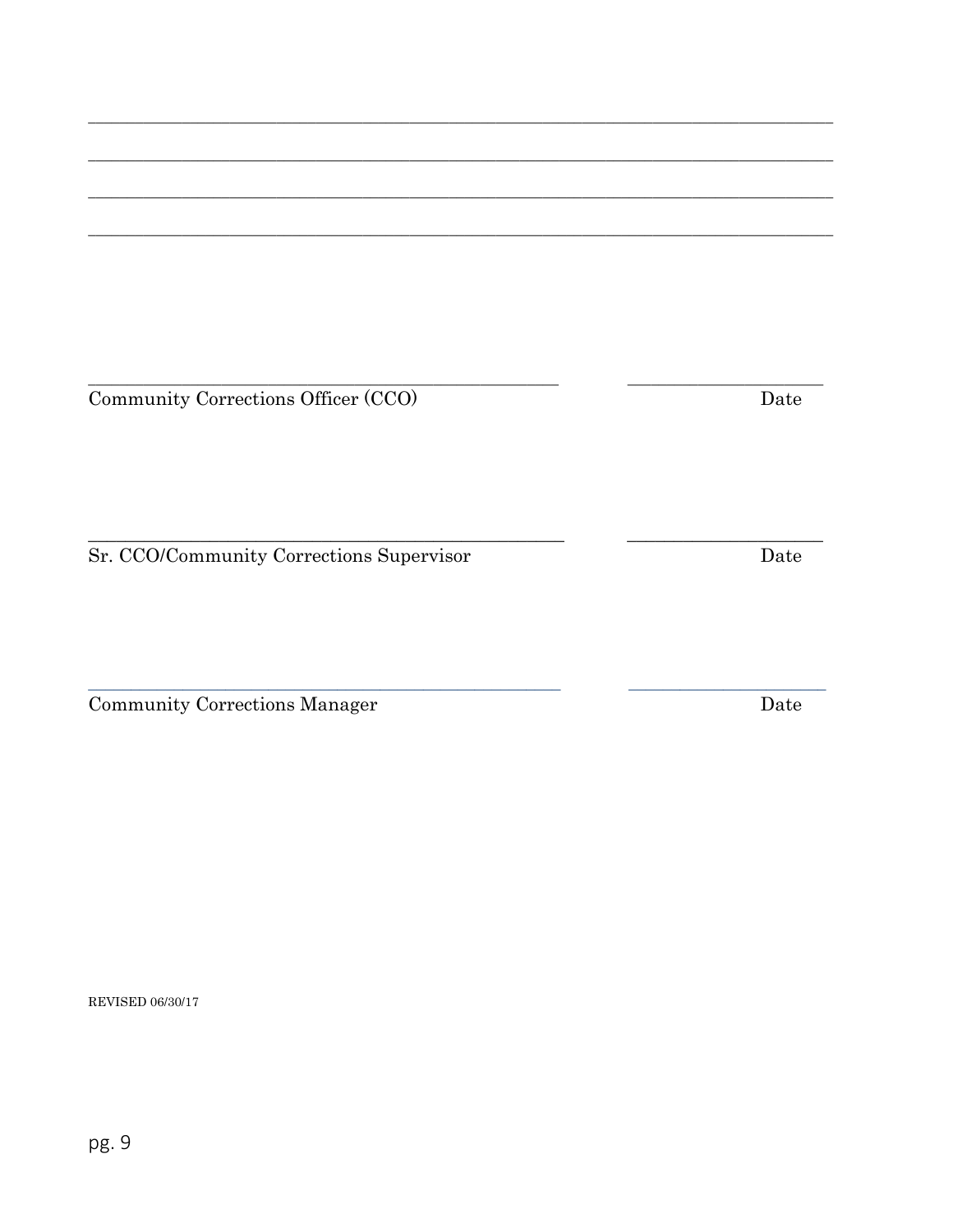\_\_\_\_\_\_\_\_\_\_\_\_\_\_\_\_\_\_\_\_\_\_\_\_\_\_\_\_\_\_\_\_\_\_\_\_\_\_\_\_\_\_\_\_\_\_\_\_\_\_\_\_\_\_\_\_\_\_\_\_\_\_\_\_\_\_\_\_\_\_\_\_\_\_\_\_

\_\_\_\_\_\_\_\_\_\_\_\_\_\_\_\_\_\_\_\_\_\_\_\_\_\_\_\_\_\_\_\_\_\_\_\_\_\_\_\_\_\_\_\_\_\_\_\_\_\_\_\_\_\_\_\_\_\_\_\_\_\_\_\_\_\_\_\_\_\_\_\_\_\_\_\_

\_\_\_\_\_\_\_\_\_\_\_\_\_\_\_\_\_\_\_\_\_\_\_\_\_\_\_\_\_\_\_\_\_\_\_\_\_\_\_\_\_\_\_\_\_\_\_\_\_\_\_\_\_\_\_\_\_\_\_\_\_\_\_\_\_\_\_\_\_\_\_\_\_\_\_\_

\_\_\_\_\_\_\_\_\_\_\_\_\_\_\_\_\_\_\_\_\_\_\_\_\_\_\_\_\_\_\_\_\_\_\_\_\_\_\_\_\_\_\_\_\_\_\_\_\_\_\_\_\_\_\_\_\_\_\_\_\_\_\_\_\_\_\_\_\_\_\_\_\_\_\_\_

\_\_\_\_\_\_\_\_\_\_\_\_\_\_\_\_\_\_\_\_\_\_\_\_\_\_\_\_\_\_\_\_\_\_\_\_\_\_\_\_\_\_\_\_ \_\_\_\_\_\_\_\_\_\_\_\_\_\_\_\_\_\_\_\_

Community Corrections Officer (CCO) Date

\_\_\_\_\_\_\_\_\_\_\_\_\_\_\_\_\_\_\_\_\_\_\_\_\_\_\_\_\_\_\_\_\_\_\_\_\_\_\_\_\_\_\_\_ \_\_\_\_\_\_\_\_\_\_\_\_\_\_\_\_\_\_\_\_

Sr. CCO/Community Corrections Supervisor Date

\_\_\_\_\_\_\_\_\_\_\_\_\_\_\_\_\_\_\_\_\_\_\_\_\_\_\_\_\_\_\_\_\_\_\_\_\_\_\_\_\_\_\_\_ \_\_\_\_\_\_\_\_\_\_\_\_\_\_\_\_\_\_\_\_

Community Corrections Manager Date

REVISED 06/30/17